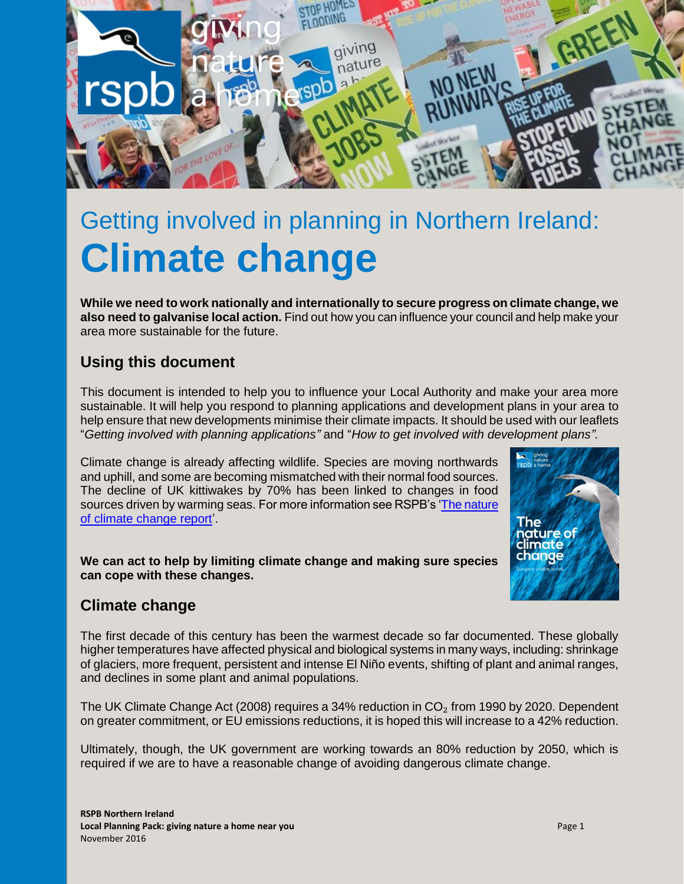# Getting involved in planning in Northern Ireland: **Climate change**

**While we need to work nationally and internationally to secure progress on climate change, we also need to galvanise local action.** Find out how you can influence your council and help make your area more sustainable for the future.

## Using this document

This document is intended to help you to influence your Local Authority and make your area more sustainable. It will help you respond to planning applications and development plans in your area to help ensure that new developments minimise their climate impacts. It should be used with our leaflets "*Getting involved with planning applications"* and "*How to get involved with development plans"*.

Climate change is already affecting wildlife. Species are moving northwards and uphill, and some are becoming mismatched with their normal food sources. The decline of UK kittiwakes by 70% has been linked to changes in food sources driven by warming seas. For more information see RSPB's 'The nature of climate change report'.

**We can act to help by limiting climate change and making sure species can cope with these changes.**

## Climate change

The first decade of this century has been the warmest decade so far documented. These globally higher temperatures have affected physical and biological systems in many ways, including: shrinkage of glaciers, more frequent, persistent and intense El Niño events, shifting of plant and animal ranges, and declines in some plant and animal populations.

The UK Climate Change Act (2008) requires a 34% reduction in $CO_2$ from 1990 by 2020. Dependent on greater commitment, or EU emissions reductions, it is hoped this will increase to a 42% reduction.

Ultimately, though, the UK government are working towards an 80% reduction by 2050, which is required if we are to have a reasonable change of avoiding dangerous climate change.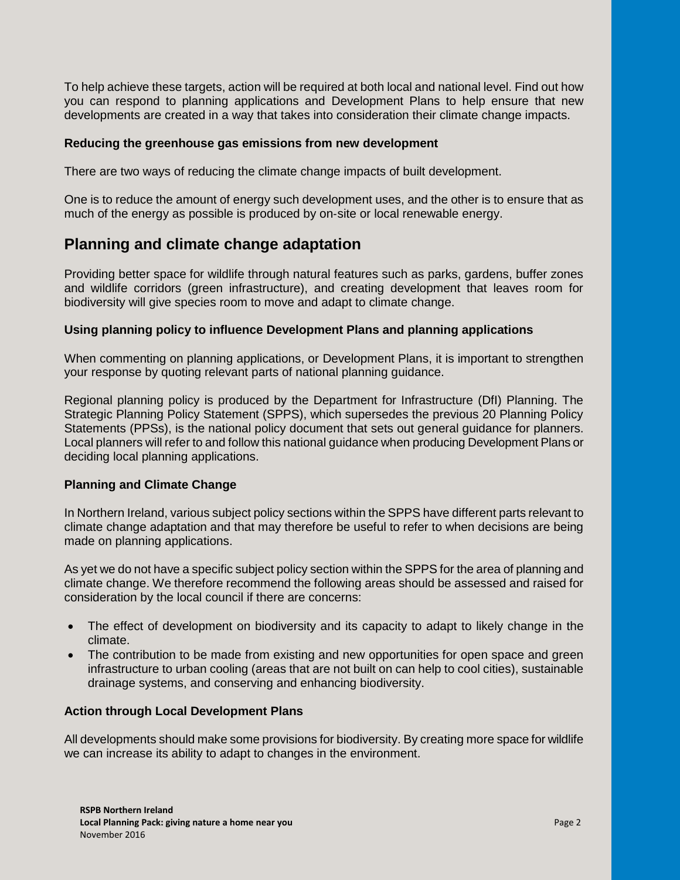To help achieve these targets, action will be required at both local and national level. Find out how you can respond to planning applications and Development Plans to help ensure that new developments are created in a way that takes into consideration their climate change impacts.

### Reducing the greenhouse gas emissions from new development

There are two ways of reducing the climate change impacts of built development.

One is to reduce the amount of energy such development uses, and the other is to ensure that as much of the energy as possible is produced by on-site or local renewable energy.

## Planning and climate change adaptation

Providing better space for wildlife through natural features such as parks, gardens, buffer zones and wildlife corridors (green infrastructure), and creating development that leaves room for biodiversity will give species room to move and adapt to climate change.

### Using planning policy to influence Development Plans and planning applications

When commenting on planning applications, or Development Plans, it is important to strengthen your response by quoting relevant parts of national planning guidance.

Regional planning policy is produced by the Department for Infrastructure (DfI) Planning. The Strategic Planning Policy Statement (SPPS), which supersedes the previous 20 Planning Policy Statements (PPSs), is the national policy document that sets out general guidance for planners. Local planners will refer to and follow this national guidance when producing Development Plans or deciding local planning applications.

### Planning and Climate Change

In Northern Ireland, various subject policy sections within the SPPS have different parts relevant to climate change adaptation and that may therefore be useful to refer to when decisions are being made on planning applications.

As yet we do not have a specific subject policy section within the SPPS for the area of planning and climate change. We therefore recommend the following areas should be assessed and raised for consideration by the local council if there are concerns:

- The effect of development on biodiversity and its capacity to adapt to likely change in the climate.
- The contribution to be made from existing and new opportunities for open space and green infrastructure to urban cooling (areas that are not built on can help to cool cities), sustainable drainage systems, and conserving and enhancing biodiversity.

### Action through Local Development Plans

All developments should make some provisions for biodiversity. By creating more space for wildlife we can increase its ability to adapt to changes in the environment.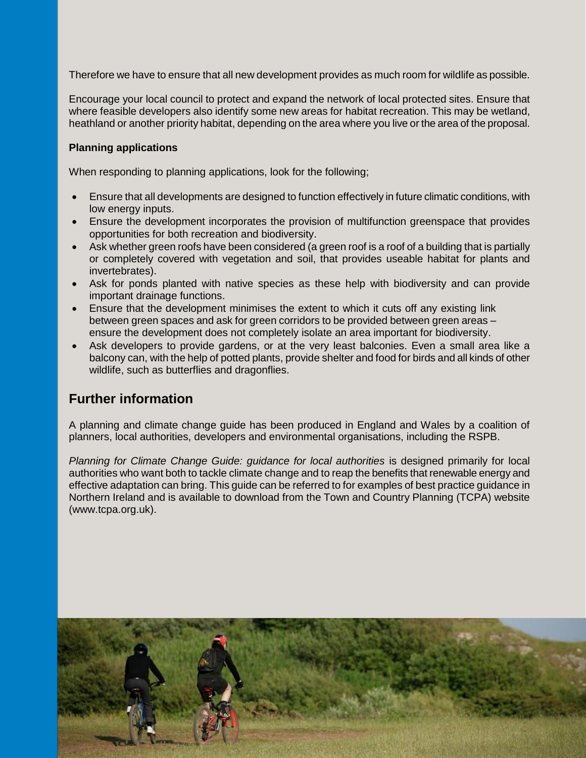Therefore we have to ensure that all new development provides as much room for wildlife as possible.

Encourage your local council to protect and expand the network of local protected sites. Ensure that where feasible developers also identify some new areas for habitat recreation. This may be wetland, heathland or another priority habitat, depending on the area where you live or the area of the proposal.

**Planning applications**

When responding to planning applications, look for the following;

- Ensure that all developments are designed to function effectively in future climatic conditions, with low energy inputs.
- Ensure the development incorporates the provision of multifunction greenspace that provides opportunities for both recreation and biodiversity.
- Ask whether green roofs have been considered (a green roof is a roof of a building that is partially or completely covered with vegetation and soil, that provides useable habitat for plants and invertebrates).
- Ask for ponds planted with native species as these help with biodiversity and can provide important drainage functions.
- Ensure that the development minimises the extent to which it cuts off any existing link between green spaces and ask for green corridors to be provided between green areas – ensure the development does not completely isolate an area important for biodiversity.
- Ask developers to provide gardens, or at the very least balconies. Even a small area like a balcony can, with the help of potted plants, provide shelter and food for birds and all kinds of other wildlife, such as butterflies and dragonflies.

## Further information

A planning and climate change guide has been produced in England and Wales by a coalition of planners, local authorities, developers and environmental organisations, including the RSPB.

*Planning for Climate Change Guide: guidance for local authorities* is designed primarily for local authorities who want both to tackle climate change and to reap the benefits that renewable energy and effective adaptation can bring. This guide can be referred to for examples of best practice guidance in Northern Ireland and is available to download from the Town and Country Planning (TCPA) website (www.tcpa.org.uk).